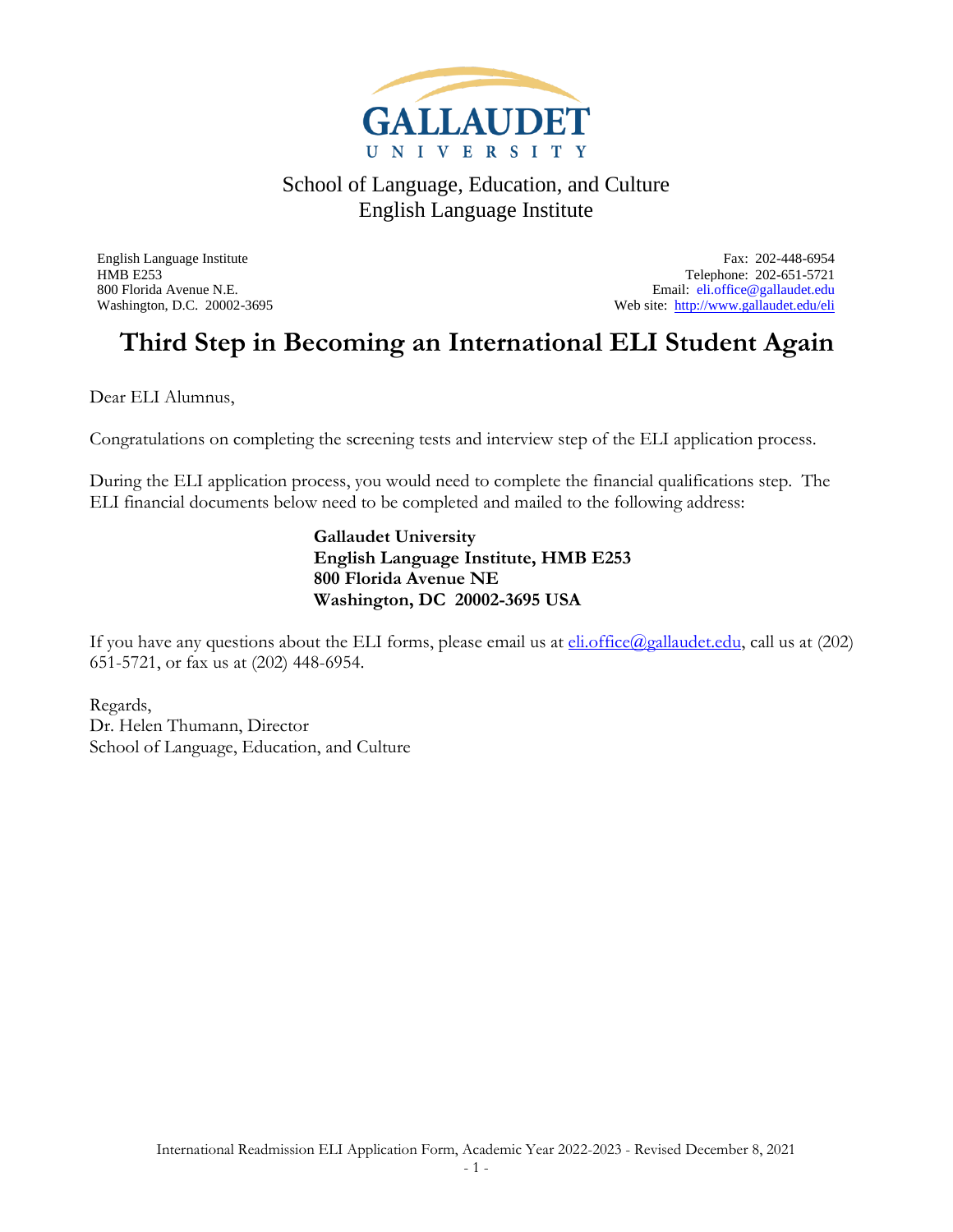GALLAUDET UNIVERSITY

School of Language, Education, and Culture
English Language Institute

English Language Institute
HMB E253
800 Florida Avenue N.E.
Washington, D.C. 20002-3695

Fax: 202-448-6954
Telephone: 202-651-5721
Email: eli.office@gallaudet.edu
Web site: http://www.gallaudet.edu/eli

# Third Step in Becoming an International ELI Student Again

Dear ELI Alumnus,

Congratulations on completing the screening tests and interview step of the ELI application process.

During the ELI application process, you would need to complete the financial qualifications step. The ELI financial documents below need to be completed and mailed to the following address:

**Gallaudet University**
**English Language Institute, HMB E253**
**800 Florida Avenue NE**
**Washington, DC 20002-3695 USA**

If you have any questions about the ELI forms, please email us at eli.office@gallaudet.edu, call us at (202) 651-5721, or fax us at (202) 448-6954.

Regards,
Dr. Helen Thumann, Director
School of Language, Education, and Culture

International Readmission ELI Application Form, Academic Year 2022-2023 - Revised December 8, 2021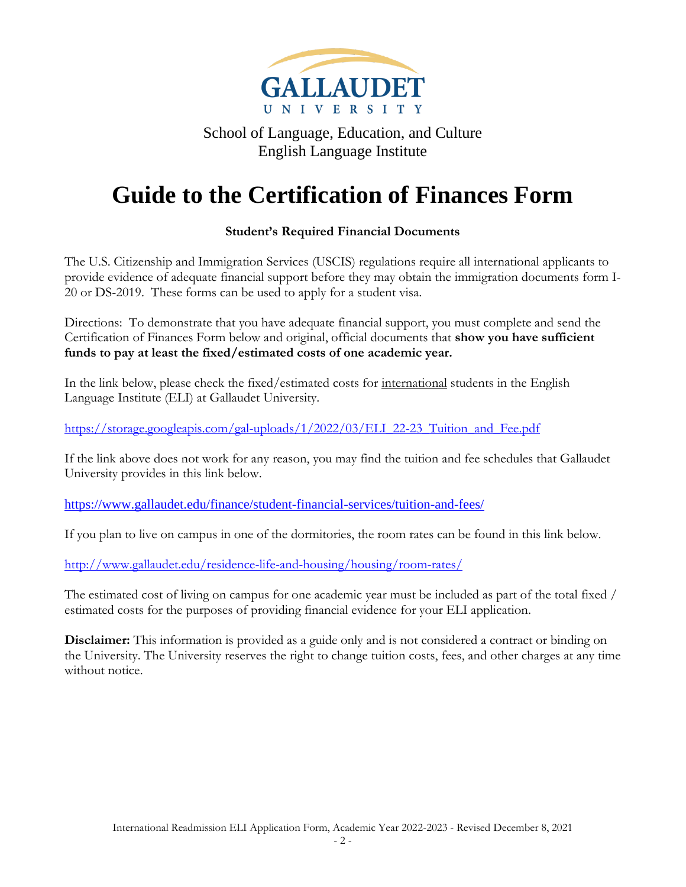GALLAUDET UNIVERSITY

School of Language, Education, and Culture
English Language Institute

# Guide to the Certification of Finances Form

**Student's Required Financial Documents**

The U.S. Citizenship and Immigration Services (USCIS) regulations require all international applicants to provide evidence of adequate financial support before they may obtain the immigration documents form I-20 or DS-2019. These forms can be used to apply for a student visa.

Directions: To demonstrate that you have adequate financial support, you must complete and send the Certification of Finances Form below and original, official documents that **show you have sufficient funds to pay at least the fixed/estimated costs of one academic year.**

In the link below, please check the fixed/estimated costs for international students in the English Language Institute (ELI) at Gallaudet University.

https://storage.googleapis.com/gal-uploads/1/2022/03/ELI_22-23_Tuition_and_Fee.pdf

If the link above does not work for any reason, you may find the tuition and fee schedules that Gallaudet University provides in this link below.

https://www.gallaudet.edu/finance/student-financial-services/tuition-and-fees/

If you plan to live on campus in one of the dormitories, the room rates can be found in this link below.

http://www.gallaudet.edu/residence-life-and-housing/housing/room-rates/

The estimated cost of living on campus for one academic year must be included as part of the total fixed / estimated costs for the purposes of providing financial evidence for your ELI application.

**Disclaimer:** This information is provided as a guide only and is not considered a contract or binding on the University. The University reserves the right to change tuition costs, fees, and other charges at any time without notice.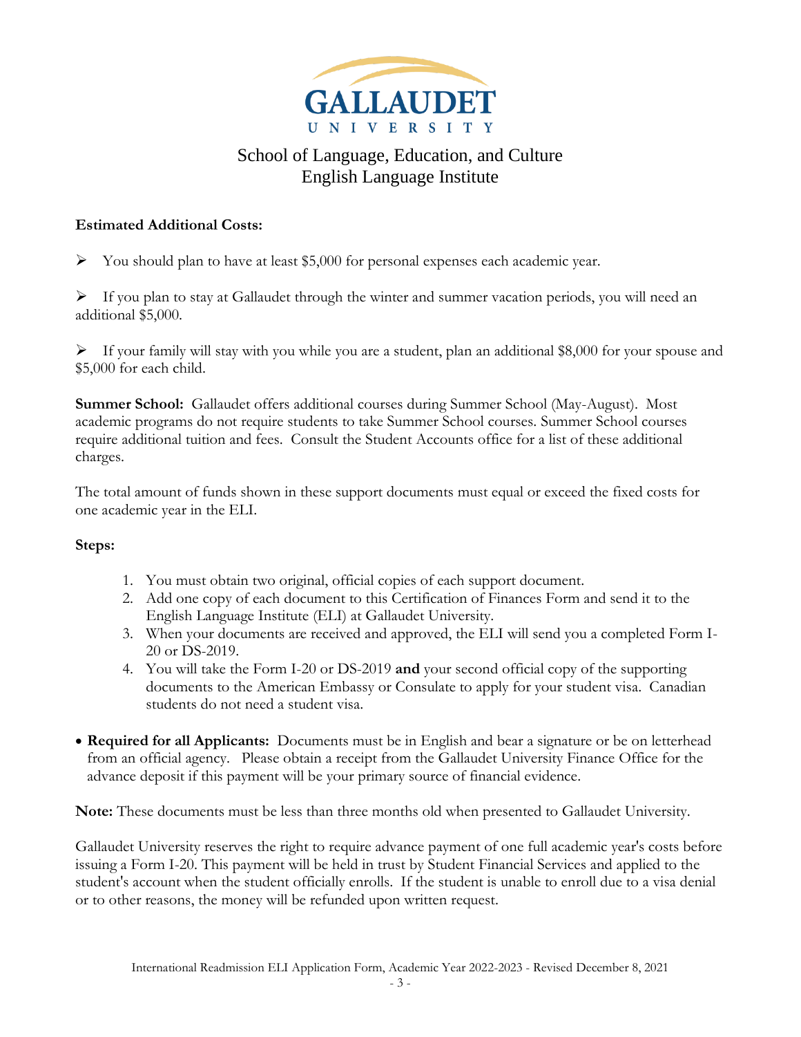# GALLAUDET UNIVERSITY

School of Language, Education, and Culture
English Language Institute

**Estimated Additional Costs:**

- You should plan to have at least $5,000 for personal expenses each academic year.
- If you plan to stay at Gallaudet through the winter and summer vacation periods, you will need an additional $5,000.
- If your family will stay with you while you are a student, plan an additional $8,000 for your spouse and $5,000 for each child.

**Summer School:** Gallaudet offers additional courses during Summer School (May-August). Most academic programs do not require students to take Summer School courses. Summer School courses require additional tuition and fees. Consult the Student Accounts office for a list of these additional charges.

The total amount of funds shown in these support documents must equal or exceed the fixed costs for one academic year in the ELI.

**Steps:**

1. You must obtain two original, official copies of each support document.
2. Add one copy of each document to this Certification of Finances Form and send it to the English Language Institute (ELI) at Gallaudet University.
3. When your documents are received and approved, the ELI will send you a completed Form I-20 or DS-2019.
4. You will take the Form I-20 or DS-2019 **and** your second official copy of the supporting documents to the American Embassy or Consulate to apply for your student visa. Canadian students do not need a student visa.

- **Required for all Applicants:** Documents must be in English and bear a signature or be on letterhead from an official agency. Please obtain a receipt from the Gallaudet University Finance Office for the advance deposit if this payment will be your primary source of financial evidence.

**Note:** These documents must be less than three months old when presented to Gallaudet University.

Gallaudet University reserves the right to require advance payment of one full academic year's costs before issuing a Form I-20. This payment will be held in trust by Student Financial Services and applied to the student's account when the student officially enrolls. If the student is unable to enroll due to a visa denial or to other reasons, the money will be refunded upon written request.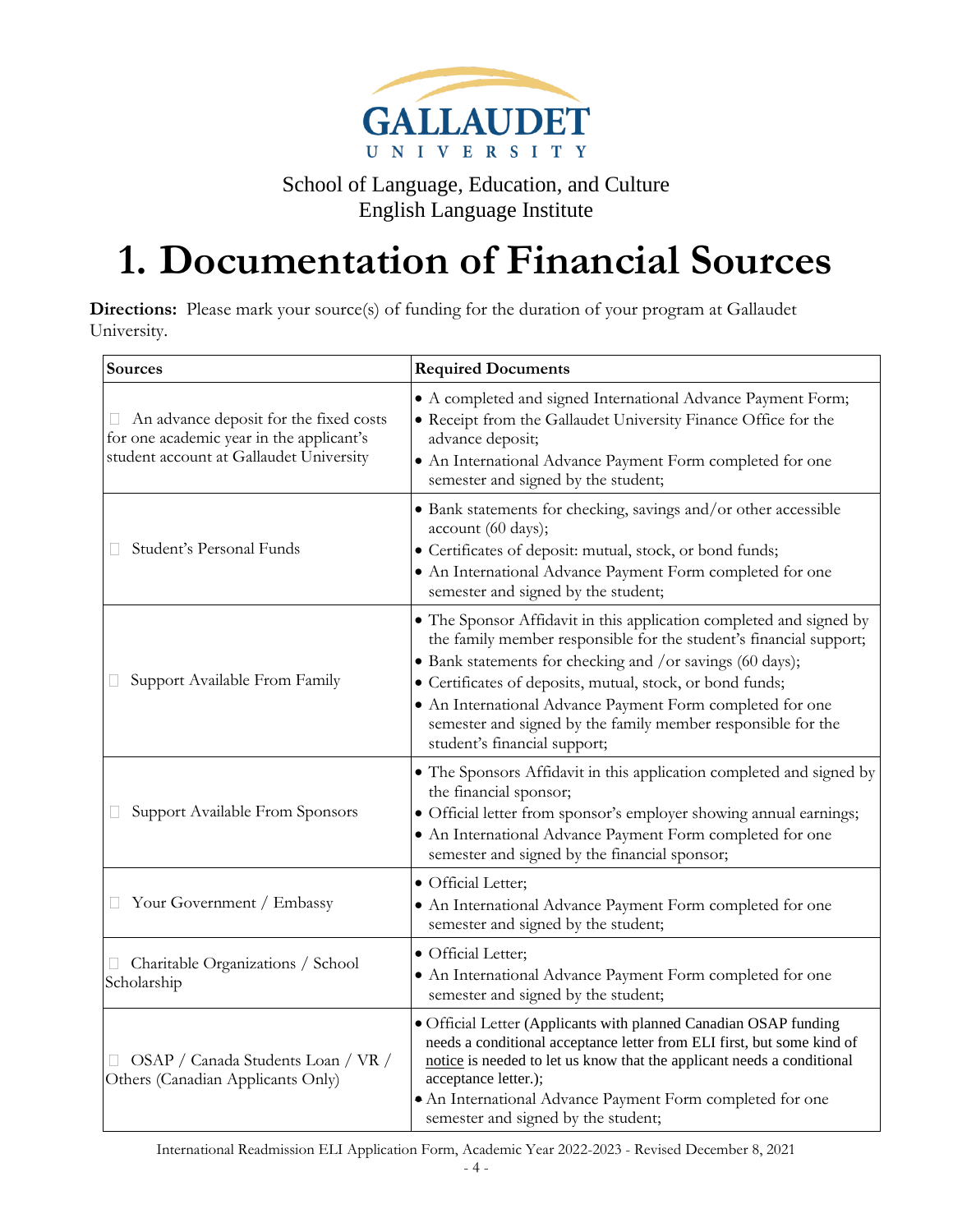GALLAUDET UNIVERSITY

School of Language, Education, and Culture
English Language Institute

# 1. Documentation of Financial Sources

**Directions:** Please mark your source(s) of funding for the duration of your program at Gallaudet University.

| Sources | Required Documents |
|---|---|
| ☐ An advance deposit for the fixed costs for one academic year in the applicant's student account at Gallaudet University | • A completed and signed International Advance Payment Form;<br>• Receipt from the Gallaudet University Finance Office for the advance deposit;<br>• An International Advance Payment Form completed for one semester and signed by the student; |
| ☐ Student's Personal Funds | • Bank statements for checking, savings and/or other accessible account (60 days);<br>• Certificates of deposit: mutual, stock, or bond funds;<br>• An International Advance Payment Form completed for one semester and signed by the student; |
| ☐ Support Available From Family | • The Sponsor Affidavit in this application completed and signed by the family member responsible for the student's financial support;<br>• Bank statements for checking and /or savings (60 days);<br>• Certificates of deposits, mutual, stock, or bond funds;<br>• An International Advance Payment Form completed for one semester and signed by the family member responsible for the student's financial support; |
| ☐ Support Available From Sponsors | • The Sponsors Affidavit in this application completed and signed by the financial sponsor;<br>• Official letter from sponsor's employer showing annual earnings;<br>• An International Advance Payment Form completed for one semester and signed by the financial sponsor; |
| ☐ Your Government / Embassy | • Official Letter;<br>• An International Advance Payment Form completed for one semester and signed by the student; |
| ☐ Charitable Organizations / School Scholarship | • Official Letter;<br>• An International Advance Payment Form completed for one semester and signed by the student; |
| ☐ OSAP / Canada Students Loan / VR / Others (Canadian Applicants Only) | • Official Letter (Applicants with planned Canadian OSAP funding needs a conditional acceptance letter from ELI first, but some kind of notice is needed to let us know that the applicant needs a conditional acceptance letter.);<br>• An International Advance Payment Form completed for one semester and signed by the student; |

International Readmission ELI Application Form, Academic Year 2022-2023 - Revised December 8, 2021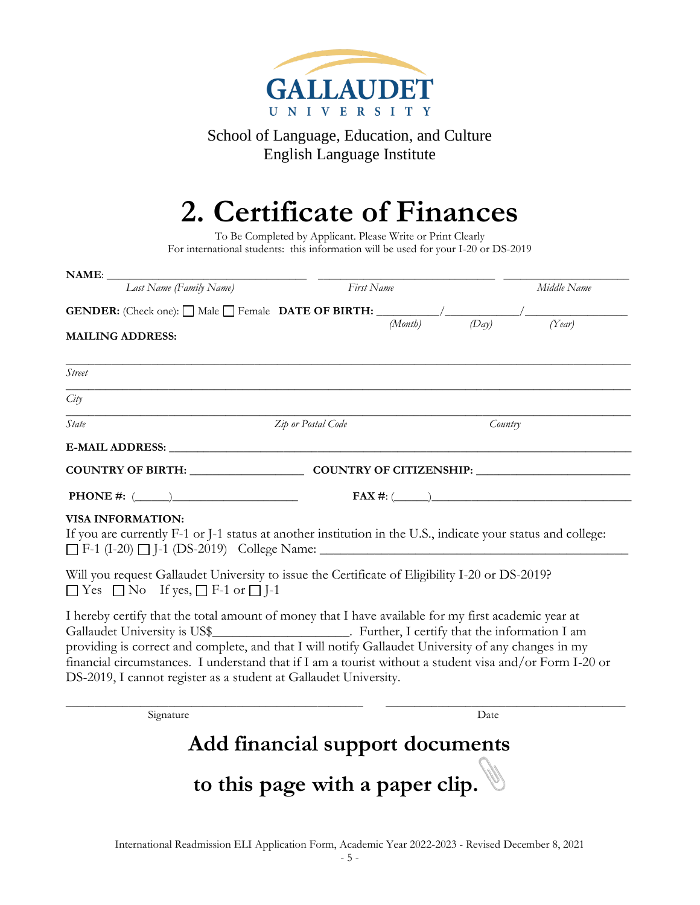GALLAUDET UNIVERSITY

School of Language, Education, and Culture
English Language Institute

# 2. Certificate of Finances

To Be Completed by Applicant. Please Write or Print Clearly
For international students: this information will be used for your I-20 or DS-2019

**NAME**: ______________________________ ______________________________ ____________________
*Last Name (Family Name)* *First Name* *Middle Name*

**GENDER:** (Check one): ☐ Male ☐ Female **DATE OF BIRTH:** __________/____________/________________
*(Month)* *(Day)* *(Year)*

**MAILING ADDRESS:**

______________________________________________________________________________
*Street*

______________________________________________________________________________
*City*

______________________________________________________________________________
*State* *Zip or Postal Code* *Country*

**E-MAIL ADDRESS:** ______________________________________________________________

**COUNTRY OF BIRTH:** __________________ **COUNTRY OF CITIZENSHIP:** ______________________

**PHONE #:** (______)____________________ **FAX #**: (______)________________________________

**VISA INFORMATION:**
If you are currently F-1 or J-1 status at another institution in the U.S., indicate your status and college:
☐ F-1 (I-20) ☐ J-1 (DS-2019) College Name: ____________________________________________

Will you request Gallaudet University to issue the Certificate of Eligibility I-20 or DS-2019?
☐ Yes ☐ No If yes, ☐ F-1 or ☐ J-1

I hereby certify that the total amount of money that I have available for my first academic year at Gallaudet University is US$____________________. Further, I certify that the information I am providing is correct and complete, and that I will notify Gallaudet University of any changes in my financial circumstances. I understand that if I am a tourist without a student visa and/or Form I-20 or DS-2019, I cannot register as a student at Gallaudet University.

_____________________________________________ ____________________________________
Signature Date

## Add financial support documents to this page with a paper clip.

International Readmission ELI Application Form, Academic Year 2022-2023 - Revised December 8, 2021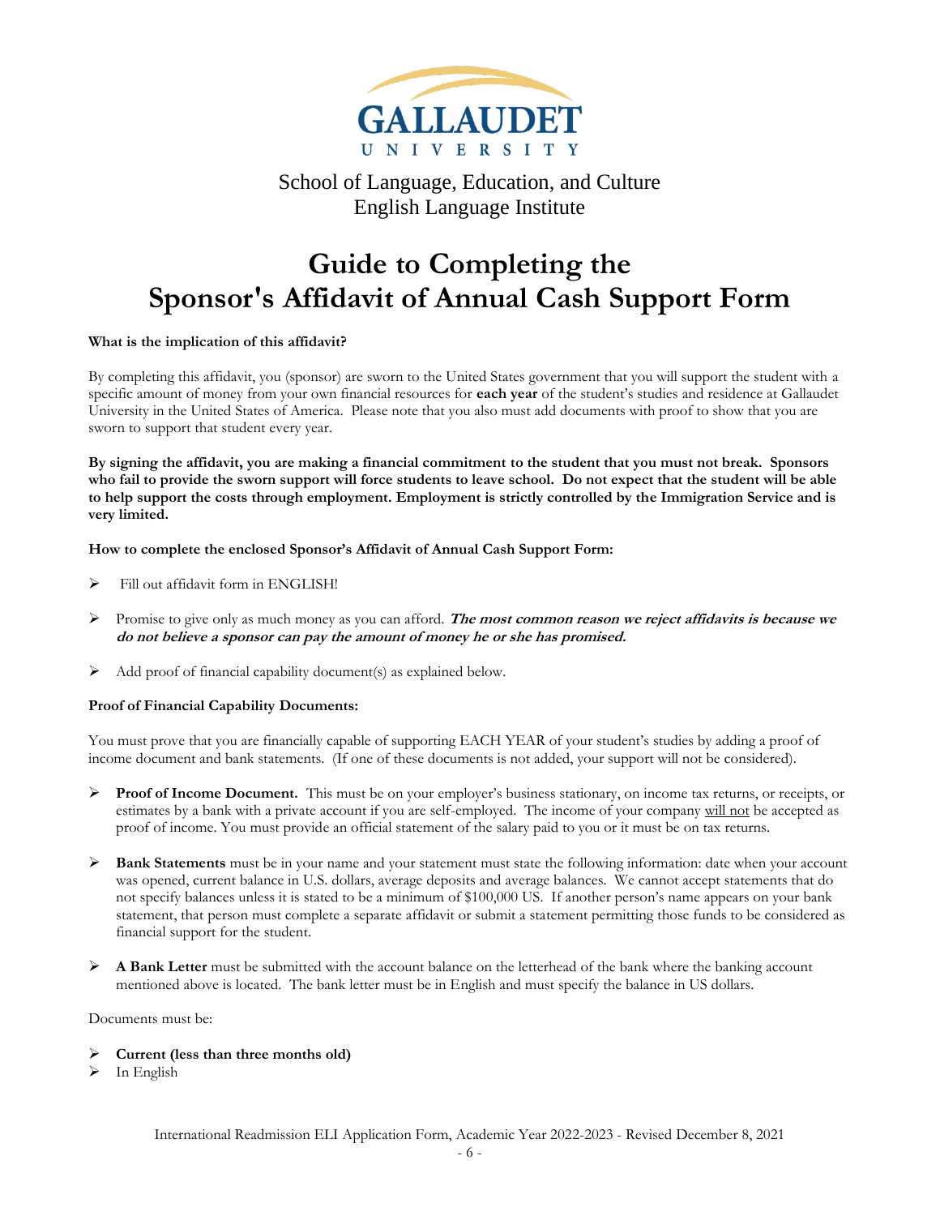GALLAUDET UNIVERSITY

School of Language, Education, and Culture
English Language Institute

# Guide to Completing the Sponsor's Affidavit of Annual Cash Support Form

**What is the implication of this affidavit?**

By completing this affidavit, you (sponsor) are sworn to the United States government that you will support the student with a specific amount of money from your own financial resources for **each year** of the student's studies and residence at Gallaudet University in the United States of America. Please note that you also must add documents with proof to show that you are sworn to support that student every year.

**By signing the affidavit, you are making a financial commitment to the student that you must not break. Sponsors who fail to provide the sworn support will force students to leave school. Do not expect that the student will be able to help support the costs through employment. Employment is strictly controlled by the Immigration Service and is very limited.**

**How to complete the enclosed Sponsor's Affidavit of Annual Cash Support Form:**

- Fill out affidavit form in ENGLISH!
- Promise to give only as much money as you can afford. ***The most common reason we reject affidavits is because we do not believe a sponsor can pay the amount of money he or she has promised.***
- Add proof of financial capability document(s) as explained below.

**Proof of Financial Capability Documents:**

You must prove that you are financially capable of supporting EACH YEAR of your student's studies by adding a proof of income document and bank statements. (If one of these documents is not added, your support will not be considered).

- **Proof of Income Document.** This must be on your employer's business stationary, on income tax returns, or receipts, or estimates by a bank with a private account if you are self-employed. The income of your company will not be accepted as proof of income. You must provide an official statement of the salary paid to you or it must be on tax returns.
- **Bank Statements** must be in your name and your statement must state the following information: date when your account was opened, current balance in U.S. dollars, average deposits and average balances. We cannot accept statements that do not specify balances unless it is stated to be a minimum of $100,000 US. If another person's name appears on your bank statement, that person must complete a separate affidavit or submit a statement permitting those funds to be considered as financial support for the student.
- **A Bank Letter** must be submitted with the account balance on the letterhead of the bank where the banking account mentioned above is located. The bank letter must be in English and must specify the balance in US dollars.

Documents must be:

- **Current (less than three months old)**
- In English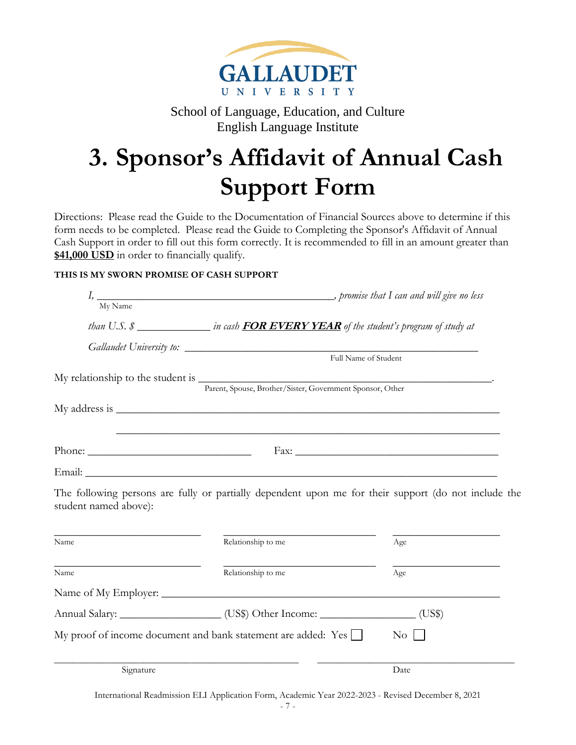GALLAUDET UNIVERSITY

School of Language, Education, and Culture
English Language Institute

# 3. Sponsor's Affidavit of Annual Cash Support Form

Directions: Please read the Guide to the Documentation of Financial Sources above to determine if this form needs to be completed. Please read the Guide to Completing the Sponsor's Affidavit of Annual Cash Support in order to fill out this form correctly. It is recommended to fill in an amount greater than **$41,000 USD** in order to financially qualify.

**THIS IS MY SWORN PROMISE OF CASH SUPPORT**

*I, ___________________________________________, promise that I can and will give no less*
My Name

*than U.S. $ _____________ in cash* ***FOR EVERY YEAR*** *of the student's program of study at*

*Gallaudet University to:* ____________________________________________________
Full Name of Student

My relationship to the student is ____________________________________________________.
Parent, Spouse, Brother/Sister, Government Sponsor, Other

My address is _____________________________________________________________________

_____________________________________________________________________

Phone: ______________________________ Fax: ____________________________________

Email: _____________________________________________________________________________

The following persons are fully or partially dependent upon me for their support (do not include the student named above):

| Name | Relationship to me | Age |
|---|---|---|
| ___________________________ | ___________________________ | ____________________ |
| ___________________________ | ___________________________ | ____________________ |

Name of My Employer: ___________________________________________________________

Annual Salary: __________________ (US$) Other Income: _________________ (US$)

My proof of income document and bank statement are added: Yes ☐ No ☐

_____________________________________________ ____________________________________
Signature Date

International Readmission ELI Application Form, Academic Year 2022-2023 - Revised December 8, 2021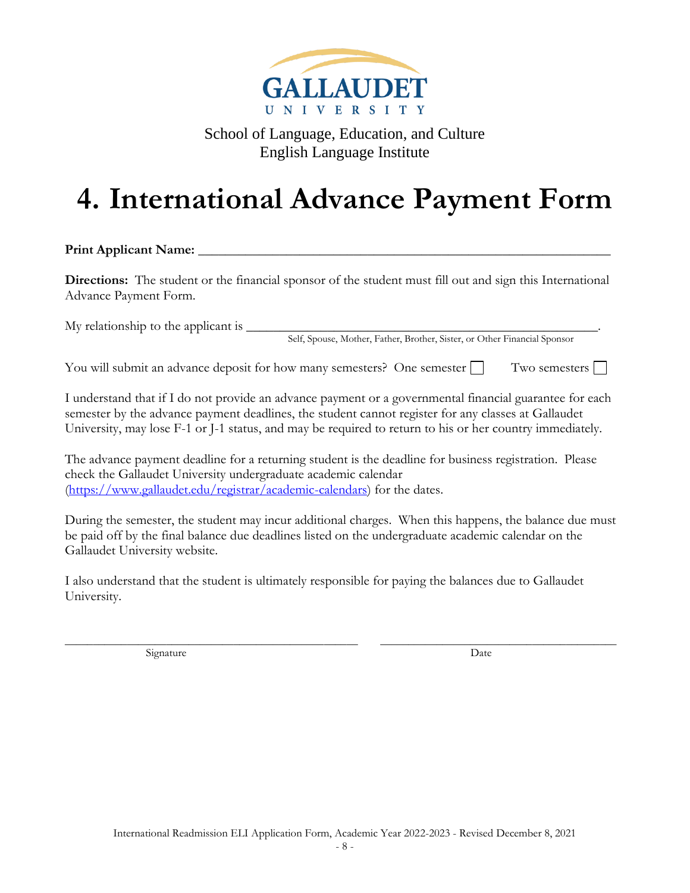GALLAUDET UNIVERSITY

School of Language, Education, and Culture
English Language Institute

# 4. International Advance Payment Form

**Print Applicant Name:** ___________________________________________________________

**Directions:** The student or the financial sponsor of the student must fill out and sign this International Advance Payment Form.

My relationship to the applicant is ______________________________________________________.
Self, Spouse, Mother, Father, Brother, Sister, or Other Financial Sponsor

You will submit an advance deposit for how many semesters? One semester ☐ Two semesters ☐

I understand that if I do not provide an advance payment or a governmental financial guarantee for each semester by the advance payment deadlines, the student cannot register for any classes at Gallaudet University, may lose F-1 or J-1 status, and may be required to return to his or her country immediately.

The advance payment deadline for a returning student is the deadline for business registration. Please check the Gallaudet University undergraduate academic calendar (https://www.gallaudet.edu/registrar/academic-calendars) for the dates.

During the semester, the student may incur additional charges. When this happens, the balance due must be paid off by the final balance due deadlines listed on the undergraduate academic calendar on the Gallaudet University website.

I also understand that the student is ultimately responsible for paying the balances due to Gallaudet University.

_____________________________________________ _____________________________________
Signature Date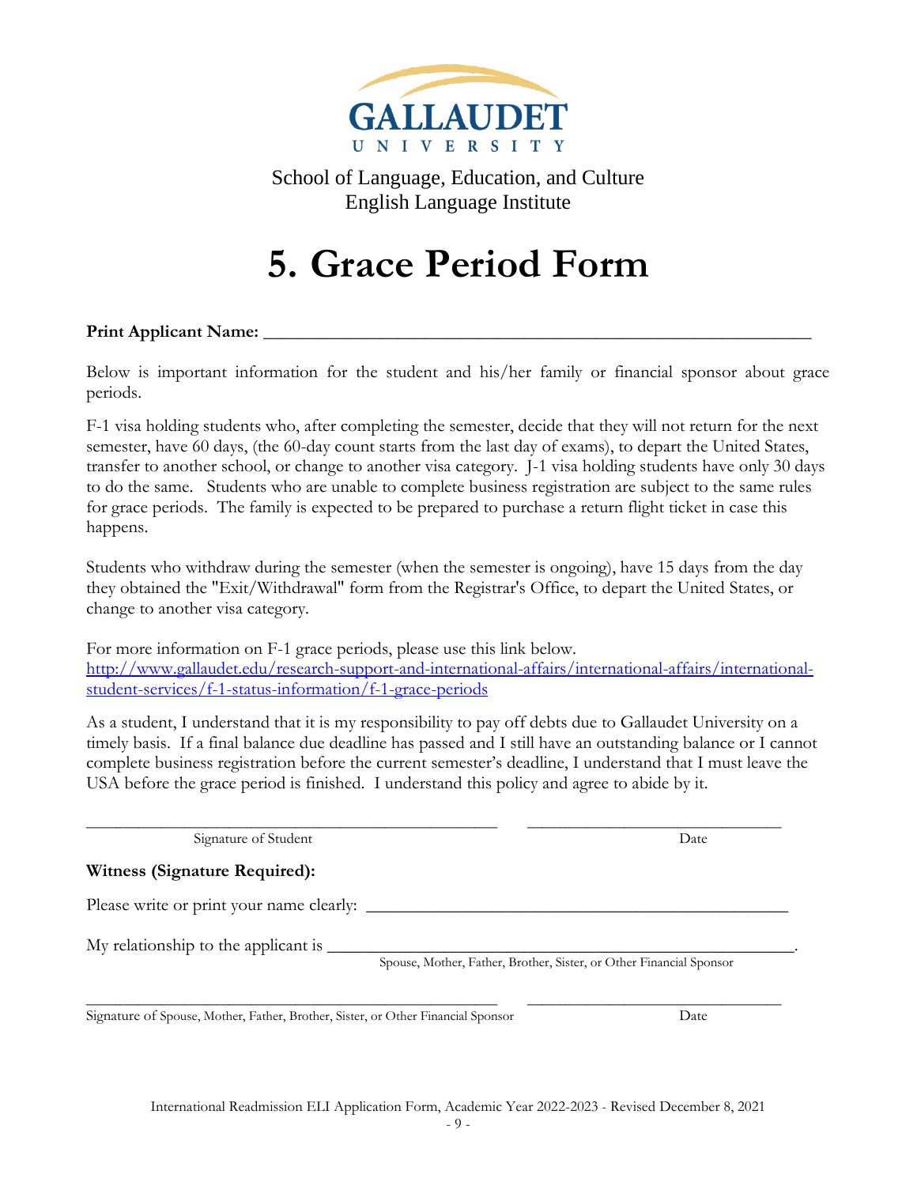GALLAUDET UNIVERSITY

School of Language, Education, and Culture
English Language Institute

# 5. Grace Period Form

**Print Applicant Name:** ___________________________________________________________

Below is important information for the student and his/her family or financial sponsor about grace periods.

F-1 visa holding students who, after completing the semester, decide that they will not return for the next semester, have 60 days, (the 60-day count starts from the last day of exams), to depart the United States, transfer to another school, or change to another visa category. J-1 visa holding students have only 30 days to do the same. Students who are unable to complete business registration are subject to the same rules for grace periods. The family is expected to be prepared to purchase a return flight ticket in case this happens.

Students who withdraw during the semester (when the semester is ongoing), have 15 days from the day they obtained the "Exit/Withdrawal" form from the Registrar's Office, to depart the United States, or change to another visa category.

For more information on F-1 grace periods, please use this link below.
[http://www.gallaudet.edu/research-support-and-international-affairs/international-affairs/international-student-services/f-1-status-information/f-1-grace-periods](http://www.gallaudet.edu/research-support-and-international-affairs/international-affairs/international-student-services/f-1-status-information/f-1-grace-periods)

As a student, I understand that it is my responsibility to pay off debts due to Gallaudet University on a timely basis. If a final balance due deadline has passed and I still have an outstanding balance or I cannot complete business registration before the current semester's deadline, I understand that I must leave the USA before the grace period is finished. I understand this policy and agree to abide by it.

_______________________________________________ ______________________________
Signature of Student Date

**Witness (Signature Required):**

Please write or print your name clearly: _______________________________________________

My relationship to the applicant is _____________________________________________________.
Spouse, Mother, Father, Brother, Sister, or Other Financial Sponsor

_______________________________________________ ______________________________
Signature of Spouse, Mother, Father, Brother, Sister, or Other Financial Sponsor Date

International Readmission ELI Application Form, Academic Year 2022-2023 - Revised December 8, 2021